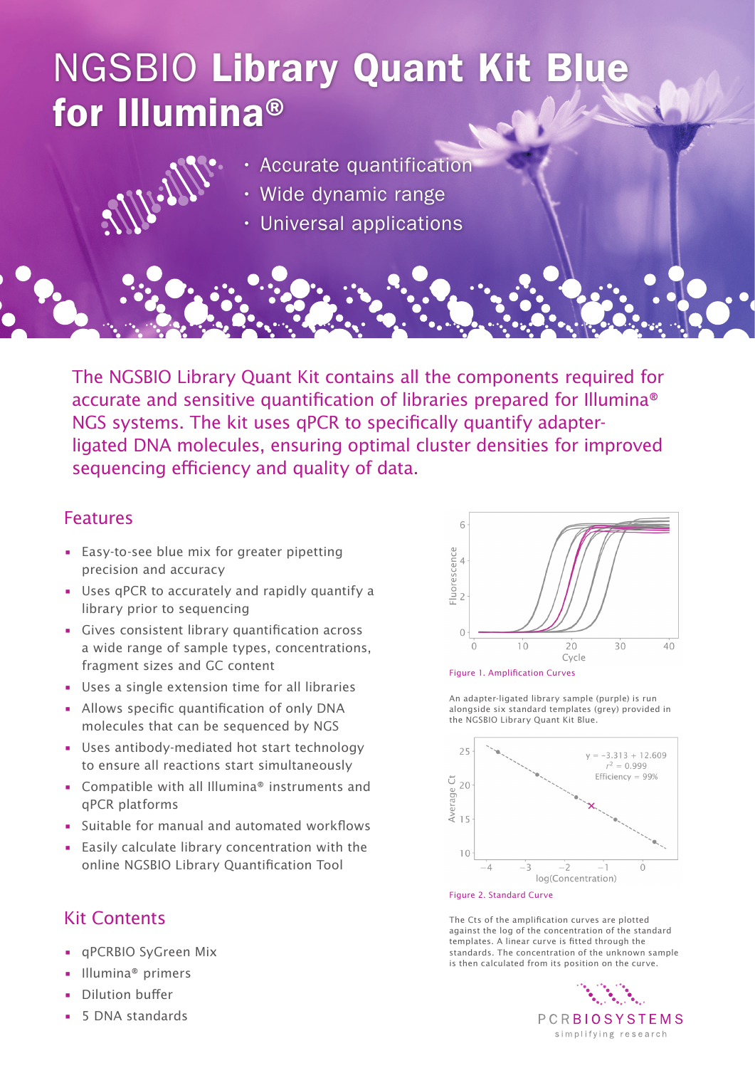# NGSBIO **Library Quant Kit Blue for Illumina®**

- Accurate quantification
- Wide dynamic range
- Universal applications

The NGSBIO Library Quant Kit contains all the components required for accurate and sensitive quantification of libraries prepared for Illumina® NGS systems. The kit uses qPCR to specifically quantify adapter-ligated DNA molecules, ensuring optimal cluster densities for improved sequencing efficiency and quality of data.

## Features

- Easy-to-see blue mix for greater pipetting precision and accuracy
- Uses qPCR to accurately and rapidly quantify a library prior to sequencing
- Gives consistent library quantification across a wide range of sample types, concentrations, fragment sizes and GC content
- Uses a single extension time for all libraries
- Allows specific quantification of only DNA molecules that can be sequenced by NGS
- Uses antibody-mediated hot start technology to ensure all reactions start simultaneously
- Compatible with all Illumina® instruments and qPCR platforms
- Suitable for manual and automated workflows
- Easily calculate library concentration with the online NGSBIO Library Quantification Tool

## Kit Contents

- qPCRBIO SyGreen Mix
- Illumina® primers
- Dilution buffer
- 5 DNA standards

Figure 1. Amplification Curves

An adapter-ligated library sample (purple) is run alongside six standard templates (grey) provided in the NGSBIO Library Quant Kit Blue.

$y = -3.313 + 12.609$
$r^2 = 0.999$
Efficiency = 99%

Figure 2. Standard Curve

The Cts of the amplification curves are plotted against the log of the concentration of the standard templates. A linear curve is fitted through the standards. The concentration of the unknown sample is then calculated from its position on the curve.

PCRBIOSYSTEMS
simplifying research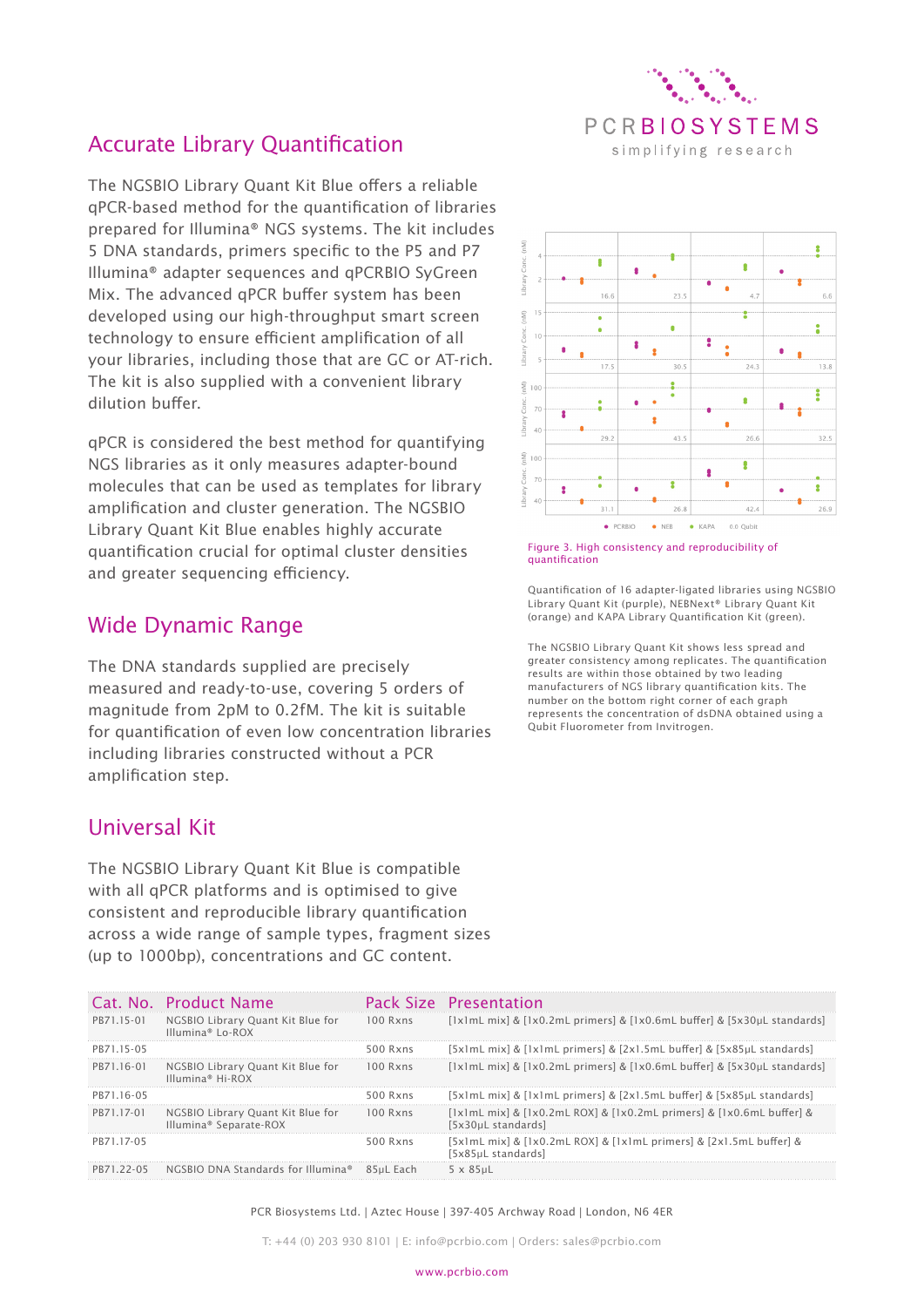## Accurate Library Quantification

The NGSBIO Library Quant Kit Blue offers a reliable qPCR-based method for the quantification of libraries prepared for Illumina® NGS systems. The kit includes 5 DNA standards, primers specific to the P5 and P7 Illumina® adapter sequences and qPCRBIO SyGreen Mix. The advanced qPCR buffer system has been developed using our high-throughput smart screen technology to ensure efficient amplification of all your libraries, including those that are GC or AT-rich. The kit is also supplied with a convenient library dilution buffer.

qPCR is considered the best method for quantifying NGS libraries as it only measures adapter-bound molecules that can be used as templates for library amplification and cluster generation. The NGSBIO Library Quant Kit Blue enables highly accurate quantification crucial for optimal cluster densities and greater sequencing efficiency.

## Wide Dynamic Range

The DNA standards supplied are precisely measured and ready-to-use, covering 5 orders of magnitude from 2pM to 0.2fM. The kit is suitable for quantification of even low concentration libraries including libraries constructed without a PCR amplification step.

## Universal Kit

The NGSBIO Library Quant Kit Blue is compatible with all qPCR platforms and is optimised to give consistent and reproducible library quantification across a wide range of sample types, fragment sizes (up to 1000bp), concentrations and GC content.

Library Conc. (nM)

4
2
16.6
23.5
4.7
6.6

15
10
5
17.5
30.5
24.3
13.8

100
70
40
29.2
43.5
26.6
32.5

100
70
40
31.1
26.8
42.4
26.9

PCRBIO NEB KAPA 0.0 Qubit

Figure 3. High consistency and reproducibility of quantification

Quantification of 16 adapter-ligated libraries using NGSBIO Library Quant Kit (purple), NEBNext® Library Quant Kit (orange) and KAPA Library Quantification Kit (green).

The NGSBIO Library Quant Kit shows less spread and greater consistency among replicates. The quantification results are within those obtained by two leading manufacturers of NGS library quantification kits. The number on the bottom right corner of each graph represents the concentration of dsDNA obtained using a Qubit Fluorometer from Invitrogen.

| Cat. No. | Product Name | Pack Size | Presentation |
|---|---|---|---|
| PB71.15-01 | NGSBIO Library Quant Kit Blue for Illumina® Lo-ROX | 100 Rxns | [1x1mL mix] & [1x0.2mL primers] & [1x0.6mL buffer] & [5x30µL standards] |
| PB71.15-05 | | 500 Rxns | [5x1mL mix] & [1x1mL primers] & [2x1.5mL buffer] & [5x85µL standards] |
| PB71.16-01 | NGSBIO Library Quant Kit Blue for Illumina® Hi-ROX | 100 Rxns | [1x1mL mix] & [1x0.2mL primers] & [1x0.6mL buffer] & [5x30µL standards] |
| PB71.16-05 | | 500 Rxns | [5x1mL mix] & [1x1mL primers] & [2x1.5mL buffer] & [5x85µL standards] |
| PB71.17-01 | NGSBIO Library Quant Kit Blue for Illumina® Separate-ROX | 100 Rxns | [1x1mL mix] & [1x0.2mL ROX] & [1x0.2mL primers] & [1x0.6mL buffer] & [5x30µL standards] |
| PB71.17-05 | | 500 Rxns | [5x1mL mix] & [1x0.2mL ROX] & [1x1mL primers] & [2x1.5mL buffer] & [5x85µL standards] |
| PB71.22-05 | NGSBIO DNA Standards for Illumina® | 85µL Each | 5 x 85µL |

PCR Biosystems Ltd. | Aztec House | 397-405 Archway Road | London, N6 4ER

T: +44 (0) 203 930 8101 | E: info@pcrbio.com | Orders: sales@pcrbio.com

www.pcrbio.com